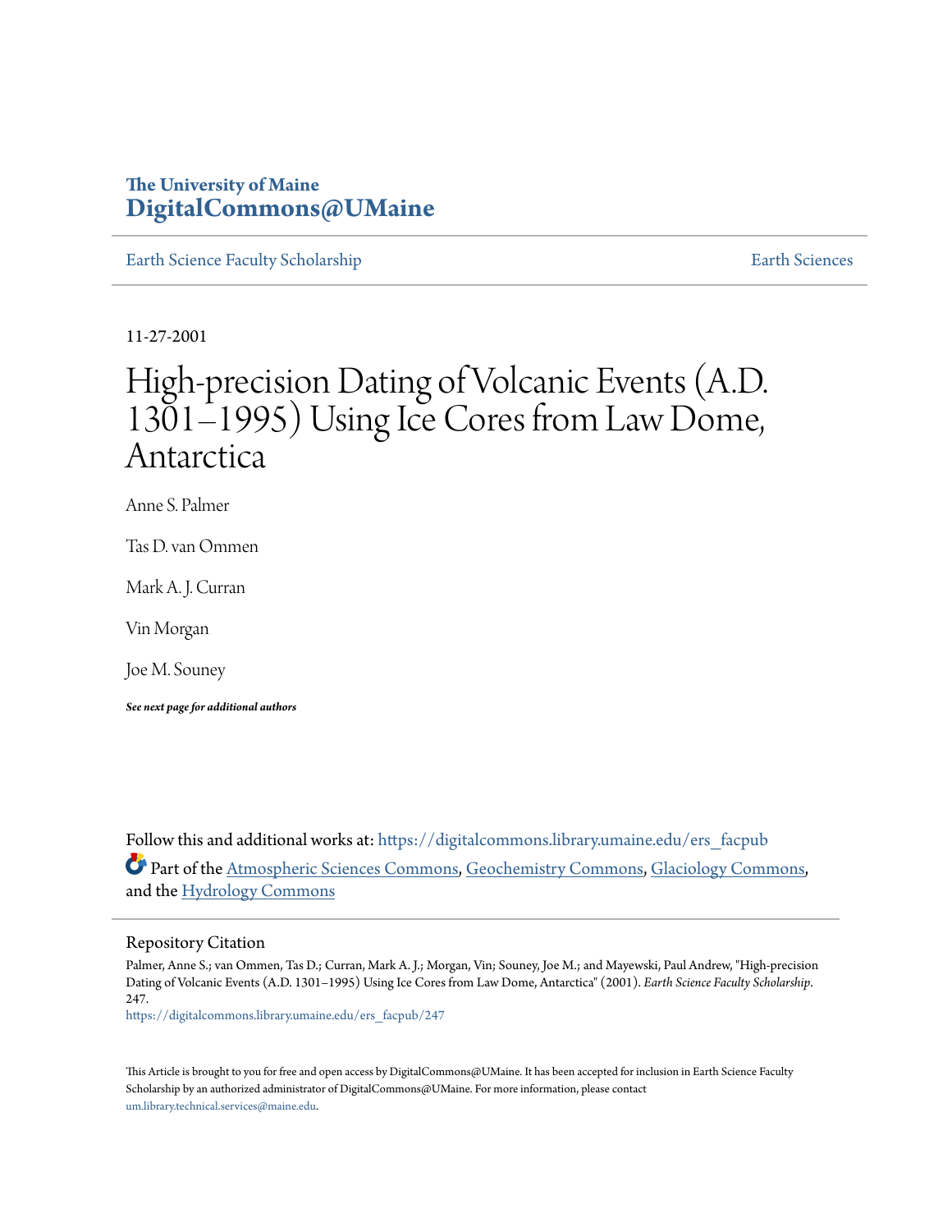The University of Maine
**DigitalCommons@UMaine**

Earth Science Faculty Scholarship | Earth Sciences

11-27-2001

# High-precision Dating of Volcanic Events (A.D. 1301–1995) Using Ice Cores from Law Dome, Antarctica

Anne S. Palmer

Tas D. van Ommen

Mark A. J. Curran

Vin Morgan

Joe M. Souney

***See next page for additional authors***

Follow this and additional works at: https://digitalcommons.library.umaine.edu/ers_facpub

Part of the Atmospheric Sciences Commons, Geochemistry Commons, Glaciology Commons, and the Hydrology Commons

## Repository Citation

Palmer, Anne S.; van Ommen, Tas D.; Curran, Mark A. J.; Morgan, Vin; Souney, Joe M.; and Mayewski, Paul Andrew, "High-precision Dating of Volcanic Events (A.D. 1301–1995) Using Ice Cores from Law Dome, Antarctica" (2001). *Earth Science Faculty Scholarship*. 247.
https://digitalcommons.library.umaine.edu/ers_facpub/247

This Article is brought to you for free and open access by DigitalCommons@UMaine. It has been accepted for inclusion in Earth Science Faculty Scholarship by an authorized administrator of DigitalCommons@UMaine. For more information, please contact um.library.technical.services@maine.edu.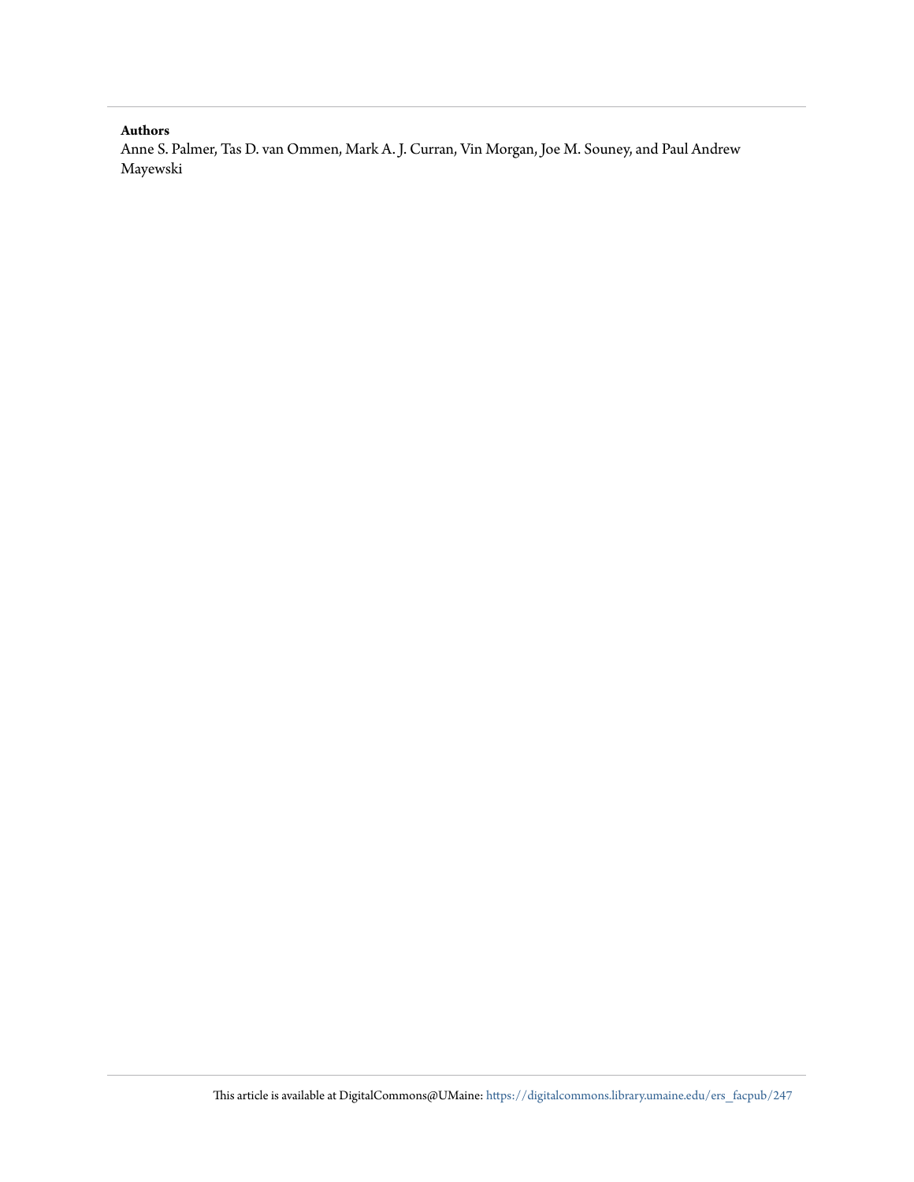**Authors**

Anne S. Palmer, Tas D. van Ommen, Mark A. J. Curran, Vin Morgan, Joe M. Souney, and Paul Andrew Mayewski

This article is available at DigitalCommons@UMaine: https://digitalcommons.library.umaine.edu/ers_facpub/247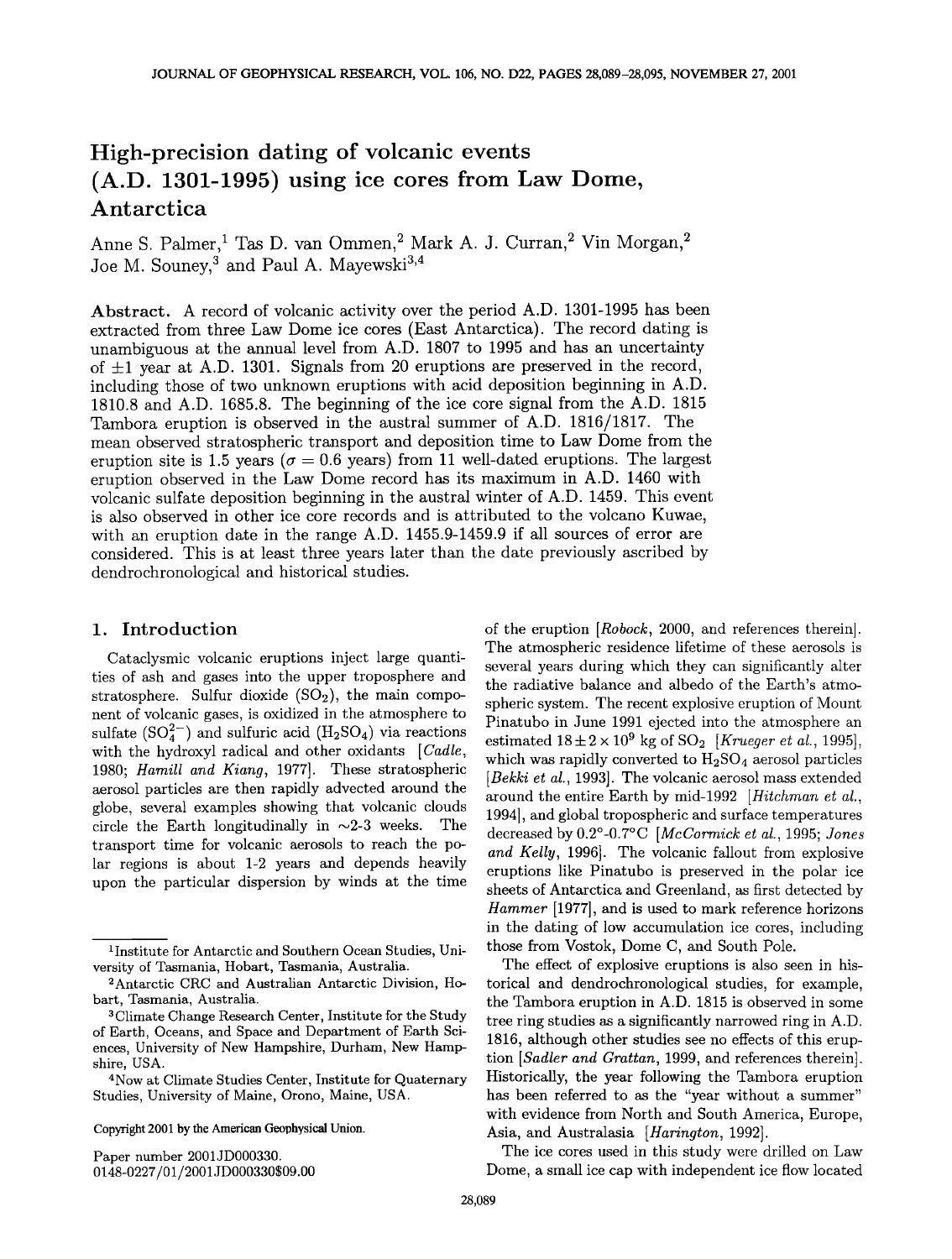# High-precision dating of volcanic events (A.D. 1301-1995) using ice cores from Law Dome, Antarctica

Anne S. Palmer,[1] Tas D. van Ommen,[2] Mark A. J. Curran,[2] Vin Morgan,[2] Joe M. Souney,[3] and Paul A. Mayewski[3,4]

**Abstract.** A record of volcanic activity over the period A.D. 1301-1995 has been extracted from three Law Dome ice cores (East Antarctica). The record dating is unambiguous at the annual level from A.D. 1807 to 1995 and has an uncertainty of ±1 year at A.D. 1301. Signals from 20 eruptions are preserved in the record, including those of two unknown eruptions with acid deposition beginning in A.D. 1810.8 and A.D. 1685.8. The beginning of the ice core signal from the A.D. 1815 Tambora eruption is observed in the austral summer of A.D. 1816/1817. The mean observed stratospheric transport and deposition time to Law Dome from the eruption site is 1.5 years ($\sigma = 0.6$ years) from 11 well-dated eruptions. The largest eruption observed in the Law Dome record has its maximum in A.D. 1460 with volcanic sulfate deposition beginning in the austral winter of A.D. 1459. This event is also observed in other ice core records and is attributed to the volcano Kuwae, with an eruption date in the range A.D. 1455.9-1459.9 if all sources of error are considered. This is at least three years later than the date previously ascribed by dendrochronological and historical studies.

## 1. Introduction

Cataclysmic volcanic eruptions inject large quantities of ash and gases into the upper troposphere and stratosphere. Sulfur dioxide ($SO_2$), the main component of volcanic gases, is oxidized in the atmosphere to sulfate ($SO_4^{2-}$) and sulfuric acid ($H_2SO_4$) via reactions with the hydroxyl radical and other oxidants [*Cadle*, 1980; *Hamill and Kiang*, 1977]. These stratospheric aerosol particles are then rapidly advected around the globe, several examples showing that volcanic clouds circle the Earth longitudinally in ~2-3 weeks. The transport time for volcanic aerosols to reach the polar regions is about 1-2 years and depends heavily upon the particular dispersion by winds at the time of the eruption [*Robock*, 2000, and references therein]. The atmospheric residence lifetime of these aerosols is several years during which they can significantly alter the radiative balance and albedo of the Earth's atmospheric system. The recent explosive eruption of Mount Pinatubo in June 1991 ejected into the atmosphere an estimated $18 \pm 2 \times 10^9$ kg of $SO_2$ [*Krueger et al.*, 1995], which was rapidly converted to $H_2SO_4$ aerosol particles [*Bekki et al.*, 1993]. The volcanic aerosol mass extended around the entire Earth by mid-1992 [*Hitchman et al.*, 1994], and global tropospheric and surface temperatures decreased by 0.2°-0.7°C [*McCormick et al.*, 1995; *Jones and Kelly*, 1996]. The volcanic fallout from explosive eruptions like Pinatubo is preserved in the polar ice sheets of Antarctica and Greenland, as first detected by *Hammer* [1977], and is used to mark reference horizons in the dating of low accumulation ice cores, including those from Vostok, Dome C, and South Pole.

The effect of explosive eruptions is also seen in historical and dendrochronological studies, for example, the Tambora eruption in A.D. 1815 is observed in some tree ring studies as a significantly narrowed ring in A.D. 1816, although other studies see no effects of this eruption [*Sadler and Grattan*, 1999, and references therein]. Historically, the year following the Tambora eruption has been referred to as the "year without a summer" with evidence from North and South America, Europe, Asia, and Australasia [*Harington*, 1992].

The ice cores used in this study were drilled on Law Dome, a small ice cap with independent ice flow located

---

[1] Institute for Antarctic and Southern Ocean Studies, University of Tasmania, Hobart, Tasmania, Australia.

[2] Antarctic CRC and Australian Antarctic Division, Hobart, Tasmania, Australia.

[3] Climate Change Research Center, Institute for the Study of Earth, Oceans, and Space and Department of Earth Sciences, University of New Hampshire, Durham, New Hampshire, USA.

[4] Now at Climate Studies Center, Institute for Quaternary Studies, University of Maine, Orono, Maine, USA.

Copyright 2001 by the American Geophysical Union.

Paper number 2001JD000330.
0148-0227/01/2001JD000330$09.00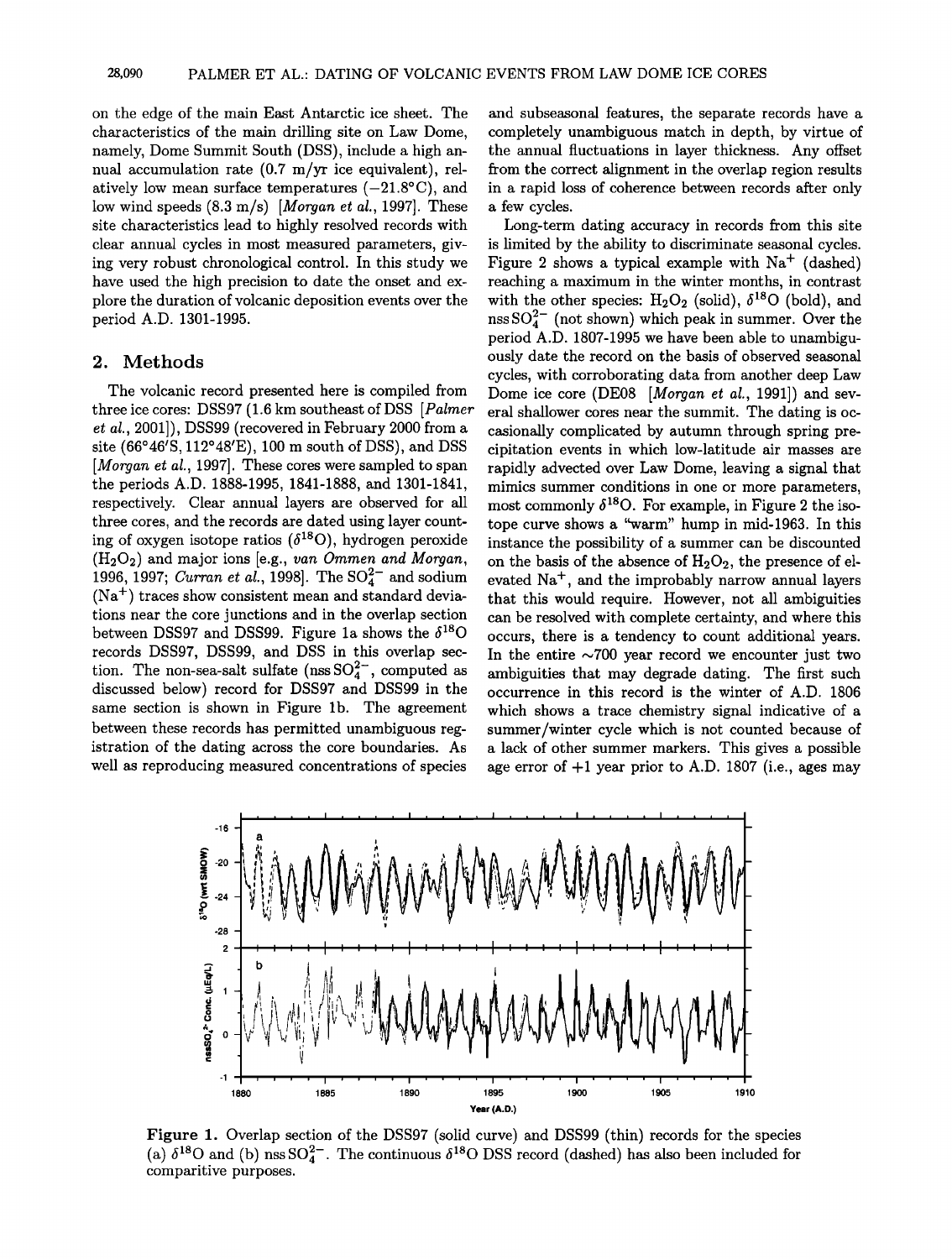on the edge of the main East Antarctic ice sheet. The characteristics of the main drilling site on Law Dome, namely, Dome Summit South (DSS), include a high annual accumulation rate (0.7 m/yr ice equivalent), relatively low mean surface temperatures (−21.8°C), and low wind speeds (8.3 m/s) [*Morgan et al.*, 1997]. These site characteristics lead to highly resolved records with clear annual cycles in most measured parameters, giving very robust chronological control. In this study we have used the high precision to date the onset and explore the duration of volcanic deposition events over the period A.D. 1301-1995.

## 2. Methods

The volcanic record presented here is compiled from three ice cores: DSS97 (1.6 km southeast of DSS [*Palmer et al.*, 2001]), DSS99 (recovered in February 2000 from a site (66°46′S, 112°48′E), 100 m south of DSS), and DSS [*Morgan et al.*, 1997]. These cores were sampled to span the periods A.D. 1888-1995, 1841-1888, and 1301-1841, respectively. Clear annual layers are observed for all three cores, and the records are dated using layer counting of oxygen isotope ratios ($\delta^{18}O$), hydrogen peroxide ($H_2O_2$) and major ions [e.g., *van Ommen and Morgan*, 1996, 1997; *Curran et al.*, 1998]. The $SO_4^{2-}$ and sodium ($Na^+$) traces show consistent mean and standard deviations near the core junctions and in the overlap section between DSS97 and DSS99. Figure 1a shows the $\delta^{18}O$ records DSS97, DSS99, and DSS in this overlap section. The non-sea-salt sulfate (nss $SO_4^{2-}$, computed as discussed below) record for DSS97 and DSS99 in the same section is shown in Figure 1b. The agreement between these records has permitted unambiguous registration of the dating across the core boundaries. As well as reproducing measured concentrations of species and subseasonal features, the separate records have a completely unambiguous match in depth, by virtue of the annual fluctuations in layer thickness. Any offset from the correct alignment in the overlap region results in a rapid loss of coherence between records after only a few cycles.

Long-term dating accuracy in records from this site is limited by the ability to discriminate seasonal cycles. Figure 2 shows a typical example with $Na^+$ (dashed) reaching a maximum in the winter months, in contrast with the other species: $H_2O_2$ (solid), $\delta^{18}O$ (bold), and nss $SO_4^{2-}$ (not shown) which peak in summer. Over the period A.D. 1807-1995 we have been able to unambiguously date the record on the basis of observed seasonal cycles, with corroborating data from another deep Law Dome ice core (DE08 [*Morgan et al.*, 1991]) and several shallower cores near the summit. The dating is occasionally complicated by autumn through spring precipitation events in which low-latitude air masses are rapidly advected over Law Dome, leaving a signal that mimics summer conditions in one or more parameters, most commonly $\delta^{18}O$. For example, in Figure 2 the isotope curve shows a "warm" hump in mid-1963. In this instance the possibility of a summer can be discounted on the basis of the absence of $H_2O_2$, the presence of elevated $Na^+$, and the improbably narrow annual layers that this would require. However, not all ambiguities can be resolved with complete certainty, and where this occurs, there is a tendency to count additional years. In the entire ~700 year record we encounter just two ambiguities that may degrade dating. The first such occurrence in this record is the winter of A.D. 1806 which shows a trace chemistry signal indicative of a summer/winter cycle which is not counted because of a lack of other summer markers. This gives a possible age error of +1 year prior to A.D. 1807 (i.e., ages may

**Figure 1.** Overlap section of the DSS97 (solid curve) and DSS99 (thin) records for the species (a) $\delta^{18}O$ and (b) nss $SO_4^{2-}$. The continuous $\delta^{18}O$ DSS record (dashed) has also been included for comparitive purposes.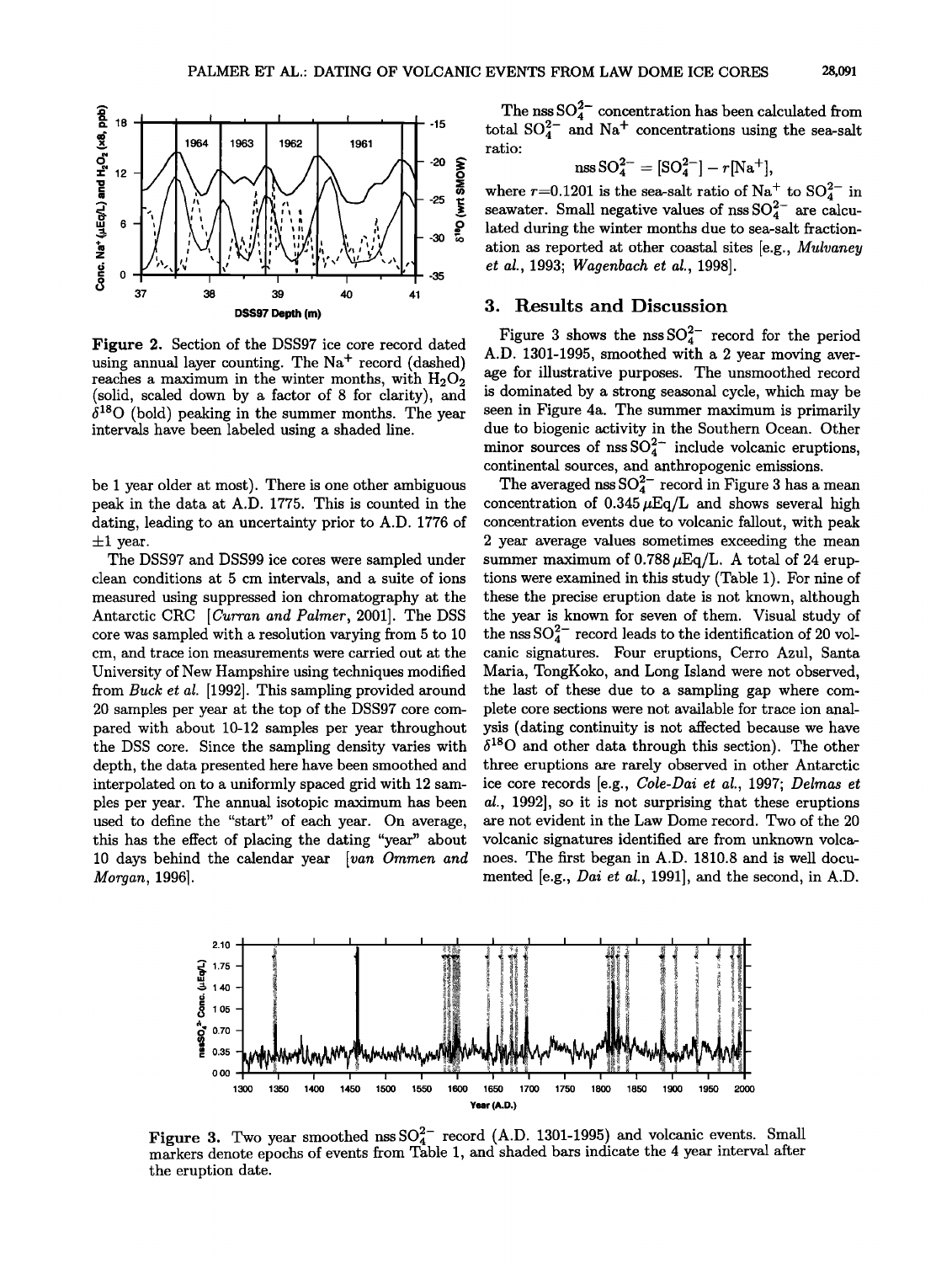Figure 2. Section of the DSS97 ice core record dated using annual layer counting. The $Na^+$ record (dashed) reaches a maximum in the winter months, with $H_2O_2$ (solid, scaled down by a factor of 8 for clarity), and $\delta^{18}O$ (bold) peaking in the summer months. The year intervals have been labeled using a shaded line.

be 1 year older at most). There is one other ambiguous peak in the data at A.D. 1775. This is counted in the dating, leading to an uncertainty prior to A.D. 1776 of ±1 year.

The DSS97 and DSS99 ice cores were sampled under clean conditions at 5 cm intervals, and a suite of ions measured using suppressed ion chromatography at the Antarctic CRC [*Curran and Palmer*, 2001]. The DSS core was sampled with a resolution varying from 5 to 10 cm, and trace ion measurements were carried out at the University of New Hampshire using techniques modified from *Buck et al.* [1992]. This sampling provided around 20 samples per year at the top of the DSS97 core compared with about 10-12 samples per year throughout the DSS core. Since the sampling density varies with depth, the data presented here have been smoothed and interpolated on to a uniformly spaced grid with 12 samples per year. The annual isotopic maximum has been used to define the "start" of each year. On average, this has the effect of placing the dating "year" about 10 days behind the calendar year [*van Ommen and Morgan*, 1996].

The nss $SO_4^{2-}$ concentration has been calculated from total $SO_4^{2-}$ and $Na^+$ concentrations using the sea-salt ratio:

$$\text{nss}\,SO_4^{2-} = [SO_4^{2-}] - r[Na^+],$$

where $r$=0.1201 is the sea-salt ratio of $Na^+$ to $SO_4^{2-}$ in seawater. Small negative values of nss $SO_4^{2-}$ are calculated during the winter months due to sea-salt fractionation as reported at other coastal sites [e.g., *Mulvaney et al.*, 1993; *Wagenbach et al.*, 1998].

## 3. Results and Discussion

Figure 3 shows the nss $SO_4^{2-}$ record for the period A.D. 1301-1995, smoothed with a 2 year moving average for illustrative purposes. The unsmoothed record is dominated by a strong seasonal cycle, which may be seen in Figure 4a. The summer maximum is primarily due to biogenic activity in the Southern Ocean. Other minor sources of nss $SO_4^{2-}$ include volcanic eruptions, continental sources, and anthropogenic emissions.

The averaged nss $SO_4^{2-}$ record in Figure 3 has a mean concentration of 0.345 $\mu$Eq/L and shows several high concentration events due to volcanic fallout, with peak 2 year average values sometimes exceeding the mean summer maximum of 0.788 $\mu$Eq/L. A total of 24 eruptions were examined in this study (Table 1). For nine of these the precise eruption date is not known, although the year is known for seven of them. Visual study of the nss $SO_4^{2-}$ record leads to the identification of 20 volcanic signatures. Four eruptions, Cerro Azul, Santa Maria, TongKoko, and Long Island were not observed, the last of these due to a sampling gap where complete core sections were not available for trace ion analysis (dating continuity is not affected because we have $\delta^{18}O$ and other data through this section). The other three eruptions are rarely observed in other Antarctic ice core records [e.g., *Cole-Dai et al.*, 1997; *Delmas et al.*, 1992], so it is not surprising that these eruptions are not evident in the Law Dome record. Two of the 20 volcanic signatures identified are from unknown volcanoes. The first began in A.D. 1810.8 and is well documented [e.g., *Dai et al.*, 1991], and the second, in A.D.

Figure 3. Two year smoothed nss $SO_4^{2-}$ record (A.D. 1301-1995) and volcanic events. Small markers denote epochs of events from Table 1, and shaded bars indicate the 4 year interval after the eruption date.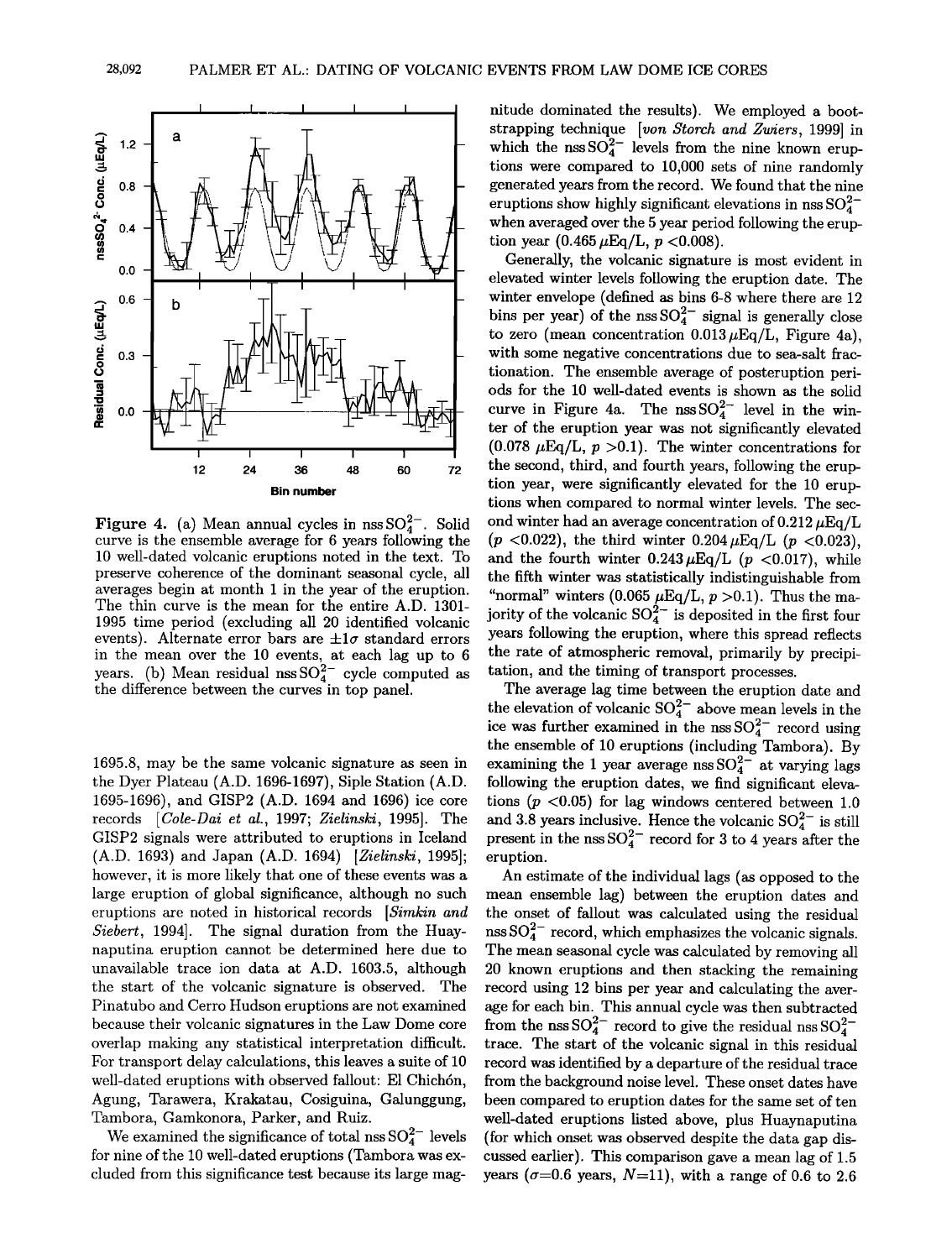Figure 4. (a) Mean annual cycles in nss $SO_4^{2-}$. Solid curve is the ensemble average for 6 years following the 10 well-dated volcanic eruptions noted in the text. To preserve coherence of the dominant seasonal cycle, all averages begin at month 1 in the year of the eruption. The thin curve is the mean for the entire A.D. 1301-1995 time period (excluding all 20 identified volcanic events). Alternate error bars are $\pm 1\sigma$ standard errors in the mean over the 10 events, at each lag up to 6 years. (b) Mean residual nss $SO_4^{2-}$ cycle computed as the difference between the curves in top panel.

1695.8, may be the same volcanic signature as seen in the Dyer Plateau (A.D. 1696-1697), Siple Station (A.D. 1695-1696), and GISP2 (A.D. 1694 and 1696) ice core records [*Cole-Dai et al.*, 1997; *Zielinski*, 1995]. The GISP2 signals were attributed to eruptions in Iceland (A.D. 1693) and Japan (A.D. 1694) [*Zielinski*, 1995]; however, it is more likely that one of these events was a large eruption of global significance, although no such eruptions are noted in historical records [*Simkin and Siebert*, 1994]. The signal duration from the Huaynaputina eruption cannot be determined here due to unavailable trace ion data at A.D. 1603.5, although the start of the volcanic signature is observed. The Pinatubo and Cerro Hudson eruptions are not examined because their volcanic signatures in the Law Dome core overlap making any statistical interpretation difficult. For transport delay calculations, this leaves a suite of 10 well-dated eruptions with observed fallout: El Chichón, Agung, Tarawera, Krakatau, Cosiguina, Galunggung, Tambora, Gamkonora, Parker, and Ruiz.

We examined the significance of total nss $SO_4^{2-}$ levels for nine of the 10 well-dated eruptions (Tambora was excluded from this significance test because its large magnitude dominated the results). We employed a bootstrapping technique [*von Storch and Zwiers*, 1999] in which the nss $SO_4^{2-}$ levels from the nine known eruptions were compared to 10,000 sets of nine randomly generated years from the record. We found that the nine eruptions show highly significant elevations in nss $SO_4^{2-}$ when averaged over the 5 year period following the eruption year (0.465 $\mu$Eq/L, $p < 0.008$).

Generally, the volcanic signature is most evident in elevated winter levels following the eruption date. The winter envelope (defined as bins 6-8 where there are 12 bins per year) of the nss $SO_4^{2-}$ signal is generally close to zero (mean concentration 0.013 $\mu$Eq/L, Figure 4a), with some negative concentrations due to sea-salt fractionation. The ensemble average of posteruption periods for the 10 well-dated events is shown as the solid curve in Figure 4a. The nss $SO_4^{2-}$ level in the winter of the eruption year was not significantly elevated (0.078 $\mu$Eq/L, $p > 0.1$). The winter concentrations for the second, third, and fourth years, following the eruption year, were significantly elevated for the 10 eruptions when compared to normal winter levels. The second winter had an average concentration of 0.212 $\mu$Eq/L ($p < 0.022$), the third winter 0.204 $\mu$Eq/L ($p < 0.023$), and the fourth winter 0.243 $\mu$Eq/L ($p < 0.017$), while the fifth winter was statistically indistinguishable from "normal" winters (0.065 $\mu$Eq/L, $p > 0.1$). Thus the majority of the volcanic $SO_4^{2-}$ is deposited in the first four years following the eruption, where this spread reflects the rate of atmospheric removal, primarily by precipitation, and the timing of transport processes.

The average lag time between the eruption date and the elevation of volcanic $SO_4^{2-}$ above mean levels in the ice was further examined in the nss $SO_4^{2-}$ record using the ensemble of 10 eruptions (including Tambora). By examining the 1 year average nss $SO_4^{2-}$ at varying lags following the eruption dates, we find significant elevations ($p < 0.05$) for lag windows centered between 1.0 and 3.8 years inclusive. Hence the volcanic $SO_4^{2-}$ is still present in the nss $SO_4^{2-}$ record for 3 to 4 years after the eruption.

An estimate of the individual lags (as opposed to the mean ensemble lag) between the eruption dates and the onset of fallout was calculated using the residual nss $SO_4^{2-}$ record, which emphasizes the volcanic signals. The mean seasonal cycle was calculated by removing all 20 known eruptions and then stacking the remaining record using 12 bins per year and calculating the average for each bin. This annual cycle was then subtracted from the nss $SO_4^{2-}$ record to give the residual nss $SO_4^{2-}$ trace. The start of the volcanic signal in this residual record was identified by a departure of the residual trace from the background noise level. These onset dates have been compared to eruption dates for the same set of ten well-dated eruptions listed above, plus Huaynaputina (for which onset was observed despite the data gap discussed earlier). This comparison gave a mean lag of 1.5 years ($\sigma$=0.6 years, $N$=11), with a range of 0.6 to 2.6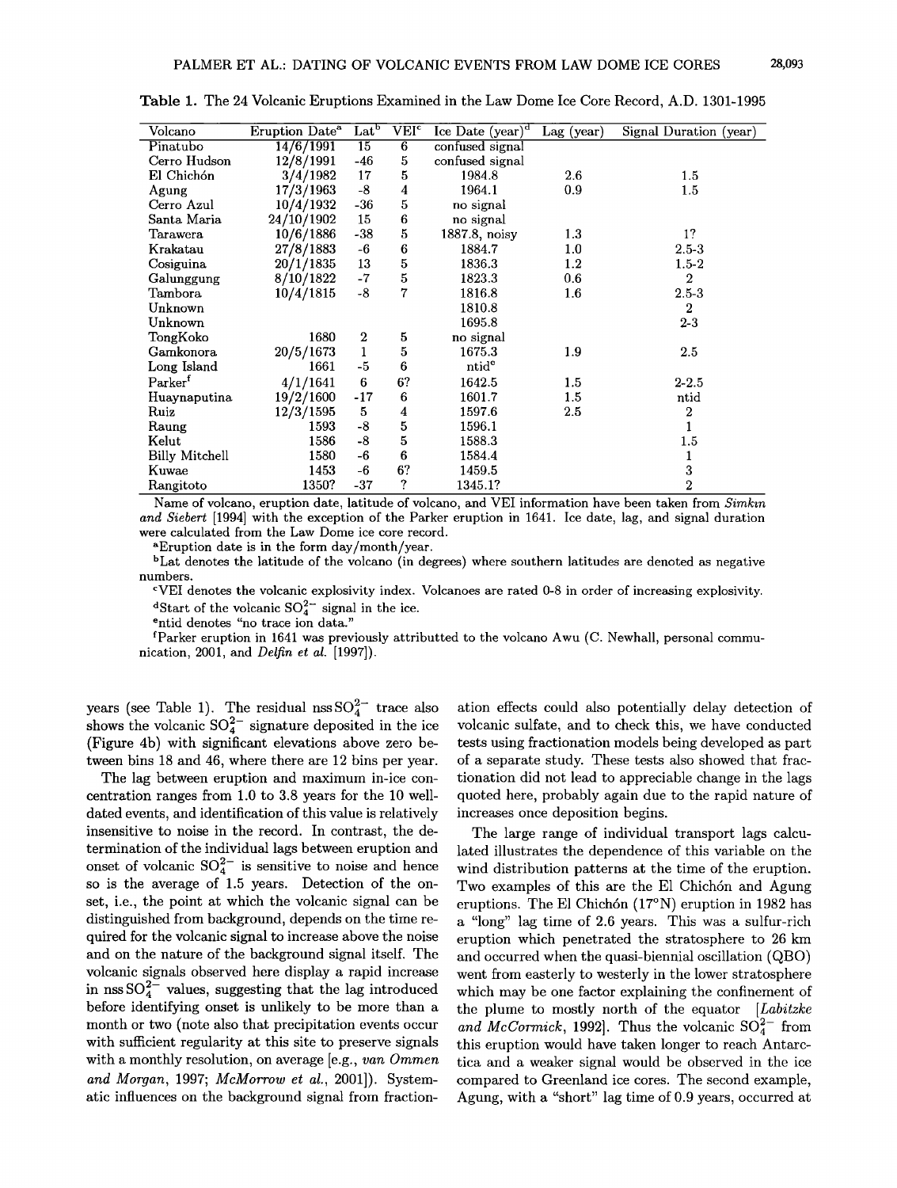Table 1. The 24 Volcanic Eruptions Examined in the Law Dome Ice Core Record, A.D. 1301-1995

| Volcano | Eruption Date[a] | Lat[b] | VEI[c] | Ice Date (year)[d] | Lag (year) | Signal Duration (year) |
|---|---|---|---|---|---|---|
| Pinatubo | 14/6/1991 | 15 | 6 | confused signal | | |
| Cerro Hudson | 12/8/1991 | -46 | 5 | confused signal | | |
| El Chichón | 3/4/1982 | 17 | 5 | 1984.8 | 2.6 | 1.5 |
| Agung | 17/3/1963 | -8 | 4 | 1964.1 | 0.9 | 1.5 |
| Cerro Azul | 10/4/1932 | -36 | 5 | no signal | | |
| Santa Maria | 24/10/1902 | 15 | 6 | no signal | | |
| Tarawera | 10/6/1886 | -38 | 5 | 1887.8, noisy | 1.3 | 1? |
| Krakatau | 27/8/1883 | -6 | 6 | 1884.7 | 1.0 | 2.5-3 |
| Cosiguina | 20/1/1835 | 13 | 5 | 1836.3 | 1.2 | 1.5-2 |
| Galunggung | 8/10/1822 | -7 | 5 | 1823.3 | 0.6 | 2 |
| Tambora | 10/4/1815 | -8 | 7 | 1816.8 | 1.6 | 2.5-3 |
| Unknown | | | | 1810.8 | | 2 |
| Unknown | | | | 1695.8 | | 2-3 |
| TongKoko | 1680 | 2 | 5 | no signal | | |
| Gamkonora | 20/5/1673 | 1 | 5 | 1675.3 | 1.9 | 2.5 |
| Long Island | 1661 | -5 | 6 | ntid[e] | | |
| Parker[f] | 4/1/1641 | 6 | 6? | 1642.5 | 1.5 | 2-2.5 |
| Huaynaputina | 19/2/1600 | -17 | 6 | 1601.7 | 1.5 | ntid |
| Ruiz | 12/3/1595 | 5 | 4 | 1597.6 | 2.5 | 2 |
| Raung | 1593 | -8 | 5 | 1596.1 | | 1 |
| Kelut | 1586 | -8 | 5 | 1588.3 | | 1.5 |
| Billy Mitchell | 1580 | -6 | 6 | 1584.4 | | 1 |
| Kuwae | 1453 | -6 | 6? | 1459.5 | | 3 |
| Rangitoto | 1350? | -37 | ? | 1345.1? | | 2 |

Name of volcano, eruption date, latitude of volcano, and VEI information have been taken from *Simkin and Siebert* [1994] with the exception of the Parker eruption in 1641. Ice date, lag, and signal duration were calculated from the Law Dome ice core record.

[a]Eruption date is in the form day/month/year.

[b]Lat denotes the latitude of the volcano (in degrees) where southern latitudes are denoted as negative numbers.

[c]VEI denotes the volcanic explosivity index. Volcanoes are rated 0-8 in order of increasing explosivity.

[d]Start of the volcanic $SO_4^{2-}$ signal in the ice.

[e]ntid denotes "no trace ion data."

[f]Parker eruption in 1641 was previously attributted to the volcano Awu (C. Newhall, personal communication, 2001, and *Delfin et al.* [1997]).

years (see Table 1). The residual nss$SO_4^{2-}$ trace also shows the volcanic $SO_4^{2-}$ signature deposited in the ice (Figure 4b) with significant elevations above zero between bins 18 and 46, where there are 12 bins per year.

The lag between eruption and maximum in-ice concentration ranges from 1.0 to 3.8 years for the 10 well-dated events, and identification of this value is relatively insensitive to noise in the record. In contrast, the determination of the individual lags between eruption and onset of volcanic $SO_4^{2-}$ is sensitive to noise and hence so is the average of 1.5 years. Detection of the onset, i.e., the point at which the volcanic signal can be distinguished from background, depends on the time required for the volcanic signal to increase above the noise and on the nature of the background signal itself. The volcanic signals observed here display a rapid increase in nss$SO_4^{2-}$ values, suggesting that the lag introduced before identifying onset is unlikely to be more than a month or two (note also that precipitation events occur with sufficient regularity at this site to preserve signals with a monthly resolution, on average [e.g., *van Ommen and Morgan*, 1997; *McMorrow et al.*, 2001]). Systematic influences on the background signal from fractionation effects could also potentially delay detection of volcanic sulfate, and to check this, we have conducted tests using fractionation models being developed as part of a separate study. These tests also showed that fractionation did not lead to appreciable change in the lags quoted here, probably again due to the rapid nature of increases once deposition begins.

The large range of individual transport lags calculated illustrates the dependence of this variable on the wind distribution patterns at the time of the eruption. Two examples of this are the El Chichón and Agung eruptions. The El Chichón (17°N) eruption in 1982 has a "long" lag time of 2.6 years. This was a sulfur-rich eruption which penetrated the stratosphere to 26 km and occurred when the quasi-biennial oscillation (QBO) went from easterly to westerly in the lower stratosphere which may be one factor explaining the confinement of the plume to mostly north of the equator [*Labitzke and McCormick*, 1992]. Thus the volcanic $SO_4^{2-}$ from this eruption would have taken longer to reach Antarctica and a weaker signal would be observed in the ice compared to Greenland ice cores. The second example, Agung, with a "short" lag time of 0.9 years, occurred at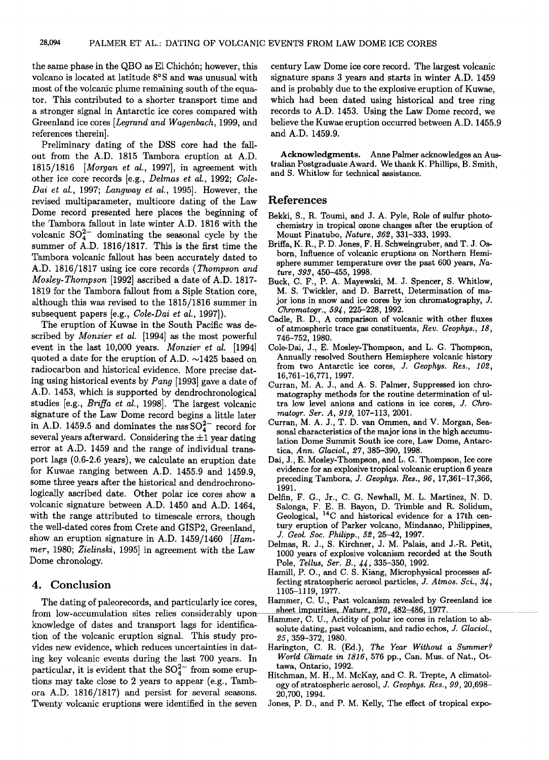the same phase in the QBO as El Chichón; however, this volcano is located at latitude 8°S and was unusual with most of the volcanic plume remaining south of the equator. This contributed to a shorter transport time and a stronger signal in Antarctic ice cores compared with Greenland ice cores [*Legrand and Wagenbach*, 1999, and references therein].

Preliminary dating of the DSS core had the fallout from the A.D. 1815 Tambora eruption at A.D. 1815/1816 [*Morgan et al.*, 1997], in agreement with other ice core records [e.g., *Delmas et al.*, 1992; *Cole-Dai et al.*, 1997; *Langway et al.*, 1995]. However, the revised multiparameter, multicore dating of the Law Dome record presented here places the beginning of the Tambora fallout in late winter A.D. 1816 with the volcanic $SO_4^{2-}$ dominating the seasonal cycle by the summer of A.D. 1816/1817. This is the first time the Tambora volcanic fallout has been accurately dated to A.D. 1816/1817 using ice core records (*Thompson and Mosley-Thompson* [1992] ascribed a date of A.D. 1817-1819 for the Tambora fallout from a Siple Station core, although this was revised to the 1815/1816 summer in subsequent papers [e.g., *Cole-Dai et al.*, 1997]).

The eruption of Kuwae in the South Pacific was described by *Monzier et al.* [1994] as the most powerful event in the last 10,000 years. *Monzier et al.* [1994] quoted a date for the eruption of A.D. ~1425 based on radiocarbon and historical evidence. More precise dating using historical events by *Pang* [1993] gave a date of A.D. 1453, which is supported by dendrochronological studies [e.g., *Briffa et al.*, 1998]. The largest volcanic signature of the Law Dome record begins a little later in A.D. 1459.5 and dominates the nss $SO_4^{2-}$ record for several years afterward. Considering the ±1 year dating error at A.D. 1459 and the range of individual transport lags (0.6-2.6 years), we calculate an eruption date for Kuwae ranging between A.D. 1455.9 and 1459.9, some three years after the historical and dendrochronologically ascribed date. Other polar ice cores show a volcanic signature between A.D. 1450 and A.D. 1464, with the range attributed to timescale errors, though the well-dated cores from Crete and GISP2, Greenland, show an eruption signature in A.D. 1459/1460 [*Hammer*, 1980; *Zielinski*, 1995] in agreement with the Law Dome chronology.

## 4. Conclusion

The dating of paleorecords, and particularly ice cores, from low-accumulation sites relies considerably upon knowledge of dates and transport lags for identification of the volcanic eruption signal. This study provides new evidence, which reduces uncertainties in dating key volcanic events during the last 700 years. In particular, it is evident that the $SO_4^{2-}$ from some eruptions may take close to 2 years to appear (e.g., Tambora A.D. 1816/1817) and persist for several seasons. Twenty volcanic eruptions were identified in the seven century Law Dome ice core record. The largest volcanic signature spans 3 years and starts in winter A.D. 1459 and is probably due to the explosive eruption of Kuwae, which had been dated using historical and tree ring records to A.D. 1453. Using the Law Dome record, we believe the Kuwae eruption occurred between A.D. 1455.9 and A.D. 1459.9.

**Acknowledgments.** Anne Palmer acknowledges an Australian Postgraduate Award. We thank K. Phillips, B. Smith, and S. Whitlow for technical assistance.

## References

Bekki, S., R. Toumi, and J. A. Pyle, Role of sulfur photochemistry in tropical ozone changes after the eruption of Mount Pinatubo, *Nature*, *362*, 331–333, 1993.

Briffa, K. R., P. D. Jones, F. H. Schweingruber, and T. J. Osborn, Influence of volcanic eruptions on Northern Hemisphere summer temperature over the past 600 years, *Nature*, *393*, 450–455, 1998.

Buck, C. F., P. A. Mayewski, M. J. Spencer, S. Whitlow, M. S. Twickler, and D. Barrett, Determination of major ions in snow and ice cores by ion chromatography, *J. Chromatogr.*, *594*, 225–228, 1992.

Cadle, R. D., A comparison of volcanic with other fluxes of atmospheric trace gas constituents, *Rev. Geophys.*, *18*, 746–752, 1980.

Cole-Dai, J., E. Mosley-Thompson, and L. G. Thompson, Annually resolved Southern Hemisphere volcanic history from two Antarctic ice cores, *J. Geophys. Res.*, *102*, 16,761–16,771, 1997.

Curran, M. A. J., and A. S. Palmer, Suppressed ion chromatography methods for the routine determination of ultra low level anions and cations in ice cores, *J. Chromatogr. Ser. A*, *919*, 107–113, 2001.

Curran, M. A. J., T. D. van Ommen, and V. Morgan, Seasonal characteristics of the major ions in the high accumulation Dome Summit South ice core, Law Dome, Antarctica, *Ann. Glaciol.*, *27*, 385–390, 1998.

Dai, J., E. Mosley-Thompson, and L. G. Thompson, Ice core evidence for an explosive tropical volcanic eruption 6 years preceding Tambora, *J. Geophys. Res.*, *96*, 17,361–17,366, 1991.

Delfin, F. G., Jr., C. G. Newhall, M. L. Martinez, N. D. Salonga, F. E. B. Bayon, D. Trimble and R. Solidum, Geological, $^{14}C$ and historical evidence for a 17th century eruption of Parker volcano, Mindanao, Philippines, *J. Geol. Soc. Philipp.*, *52*, 25–42, 1997.

Delmas, R. J., S. Kirchner, J. M. Palais, and J.-R. Petit, 1000 years of explosive volcanism recorded at the South Pole, *Tellus, Ser. B.*, *44*, 335–350, 1992.

Hamill, P. O., and C. S. Kiang, Microphysical processes affecting stratospheric aerosol particles, *J. Atmos. Sci.*, *34*, 1105–1119, 1977.

Hammer, C. U., Past volcanism revealed by Greenland ice sheet impurities, *Nature*, *270*, 482–486, 1977.

Hammer, C. U., Acidity of polar ice cores in relation to absolute dating, past volcanism, and radio echos, *J. Glaciol.*, *25*, 359–372, 1980.

Harington, C. R. (Ed.), *The Year Without a Summer? World Climate in 1816*, 576 pp., Can. Mus. of Nat., Ottawa, Ontario, 1992.

Hitchman, M. H., M. McKay, and C. R. Trepte, A climatology of stratospheric aerosol, *J. Geophys. Res.*, *99*, 20,698–20,700, 1994.

Jones, P. D., and P. M. Kelly, The effect of tropical expo-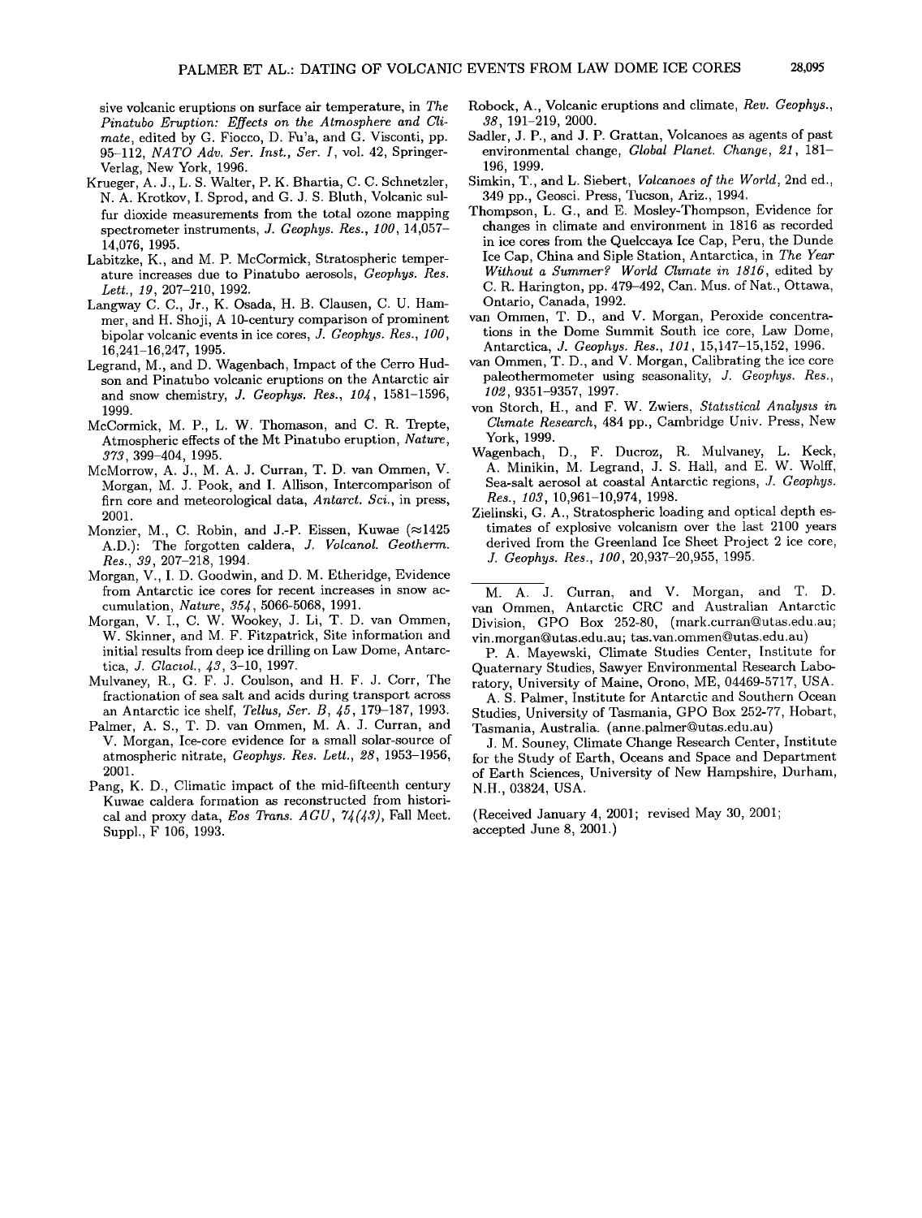sive volcanic eruptions on surface air temperature, in *The Pinatubo Eruption: Effects on the Atmosphere and Climate*, edited by G. Fiocco, D. Fu'a, and G. Visconti, pp. 95–112, *NATO Adv. Ser. Inst., Ser. I*, vol. 42, Springer-Verlag, New York, 1996.

Krueger, A. J., L. S. Walter, P. K. Bhartia, C. C. Schnetzler, N. A. Krotkov, I. Sprod, and G. J. S. Bluth, Volcanic sulfur dioxide measurements from the total ozone mapping spectrometer instruments, *J. Geophys. Res.*, *100*, 14,057–14,076, 1995.

Labitzke, K., and M. P. McCormick, Stratospheric temperature increases due to Pinatubo aerosols, *Geophys. Res. Lett.*, *19*, 207–210, 1992.

Langway C. C., Jr., K. Osada, H. B. Clausen, C. U. Hammer, and H. Shoji, A 10-century comparison of prominent bipolar volcanic events in ice cores, *J. Geophys. Res.*, *100*, 16,241–16,247, 1995.

Legrand, M., and D. Wagenbach, Impact of the Cerro Hudson and Pinatubo volcanic eruptions on the Antarctic air and snow chemistry, *J. Geophys. Res.*, *104*, 1581–1596, 1999.

McCormick, M. P., L. W. Thomason, and C. R. Trepte, Atmospheric effects of the Mt Pinatubo eruption, *Nature*, *373*, 399–404, 1995.

McMorrow, A. J., M. A. J. Curran, T. D. van Ommen, V. Morgan, M. J. Pook, and I. Allison, Intercomparison of firn core and meteorological data, *Antarct. Sci.*, in press, 2001.

Monzier, M., C. Robin, and J.-P. Eissen, Kuwae (≈1425 A.D.): The forgotten caldera, *J. Volcanol. Geotherm. Res.*, *39*, 207–218, 1994.

Morgan, V., I. D. Goodwin, and D. M. Etheridge, Evidence from Antarctic ice cores for recent increases in snow accumulation, *Nature*, *354*, 5066-5068, 1991.

Morgan, V. I., C. W. Wookey, J. Li, T. D. van Ommen, W. Skinner, and M. F. Fitzpatrick, Site information and initial results from deep ice drilling on Law Dome, Antarctica, *J. Glaciol.*, *43*, 3–10, 1997.

Mulvaney, R., G. F. J. Coulson, and H. F. J. Corr, The fractionation of sea salt and acids during transport across an Antarctic ice shelf, *Tellus, Ser. B*, *45*, 179–187, 1993.

Palmer, A. S., T. D. van Ommen, M. A. J. Curran, and V. Morgan, Ice-core evidence for a small solar-source of atmospheric nitrate, *Geophys. Res. Lett.*, *28*, 1953–1956, 2001.

Pang, K. D., Climatic impact of the mid-fifteenth century Kuwae caldera formation as reconstructed from historical and proxy data, *Eos Trans. AGU*, *74(43)*, Fall Meet. Suppl., F 106, 1993.

Robock, A., Volcanic eruptions and climate, *Rev. Geophys.*, *38*, 191–219, 2000.

Sadler, J. P., and J. P. Grattan, Volcanoes as agents of past environmental change, *Global Planet. Change*, *21*, 181–196, 1999.

Simkin, T., and L. Siebert, *Volcanoes of the World*, 2nd ed., 349 pp., Geosci. Press, Tucson, Ariz., 1994.

Thompson, L. G., and E. Mosley-Thompson, Evidence for changes in climate and environment in 1816 as recorded in ice cores from the Quelccaya Ice Cap, Peru, the Dunde Ice Cap, China and Siple Station, Antarctica, in *The Year Without a Summer? World Climate in 1816*, edited by C. R. Harington, pp. 479–492, Can. Mus. of Nat., Ottawa, Ontario, Canada, 1992.

van Ommen, T. D., and V. Morgan, Peroxide concentrations in the Dome Summit South ice core, Law Dome, Antarctica, *J. Geophys. Res.*, *101*, 15,147–15,152, 1996.

van Ommen, T. D., and V. Morgan, Calibrating the ice core paleothermometer using seasonality, *J. Geophys. Res.*, *102*, 9351–9357, 1997.

von Storch, H., and F. W. Zwiers, *Statistical Analysis in Climate Research*, 484 pp., Cambridge Univ. Press, New York, 1999.

Wagenbach, D., F. Ducroz, R. Mulvaney, L. Keck, A. Minikin, M. Legrand, J. S. Hall, and E. W. Wolff, Sea-salt aerosol at coastal Antarctic regions, *J. Geophys. Res.*, *103*, 10,961–10,974, 1998.

Zielinski, G. A., Stratospheric loading and optical depth estimates of explosive volcanism over the last 2100 years derived from the Greenland Ice Sheet Project 2 ice core, *J. Geophys. Res.*, *100*, 20,937–20,955, 1995.

---

M. A. J. Curran, and V. Morgan, and T. D. van Ommen, Antarctic CRC and Australian Antarctic Division, GPO Box 252-80, (mark.curran@utas.edu.au; vin.morgan@utas.edu.au; tas.van.ommen@utas.edu.au)

P. A. Mayewski, Climate Studies Center, Institute for Quaternary Studies, Sawyer Environmental Research Laboratory, University of Maine, Orono, ME, 04469-5717, USA.

A. S. Palmer, Institute for Antarctic and Southern Ocean Studies, University of Tasmania, GPO Box 252-77, Hobart, Tasmania, Australia. (anne.palmer@utas.edu.au)

J. M. Souney, Climate Change Research Center, Institute for the Study of Earth, Oceans and Space and Department of Earth Sciences, University of New Hampshire, Durham, N.H., 03824, USA.

(Received January 4, 2001; revised May 30, 2001; accepted June 8, 2001.)